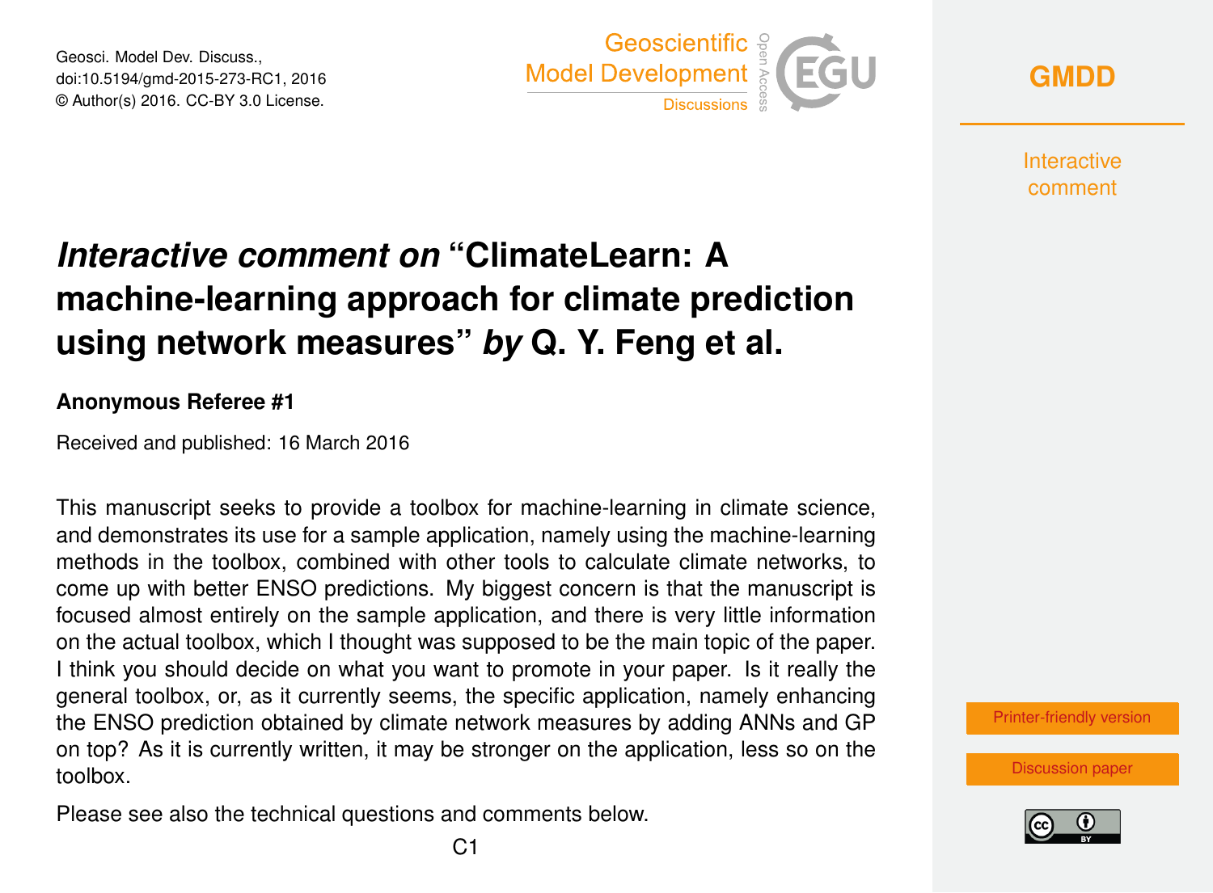# *Interactive comment on* "ClimateLearn: A machine-learning approach for climate prediction using network measures" *by* Q. Y. Feng et al.

**Anonymous Referee #1**

Received and published: 16 March 2016

This manuscript seeks to provide a toolbox for machine-learning in climate science, and demonstrates its use for a sample application, namely using the machine-learning methods in the toolbox, combined with other tools to calculate climate networks, to come up with better ENSO predictions. My biggest concern is that the manuscript is focused almost entirely on the sample application, and there is very little information on the actual toolbox, which I thought was supposed to be the main topic of the paper. I think you should decide on what you want to promote in your paper. Is it really the general toolbox, or, as it currently seems, the specific application, namely enhancing the ENSO prediction obtained by climate network measures by adding ANNs and GP on top? As it is currently written, it may be stronger on the application, less so on the toolbox.

Please see also the technical questions and comments below.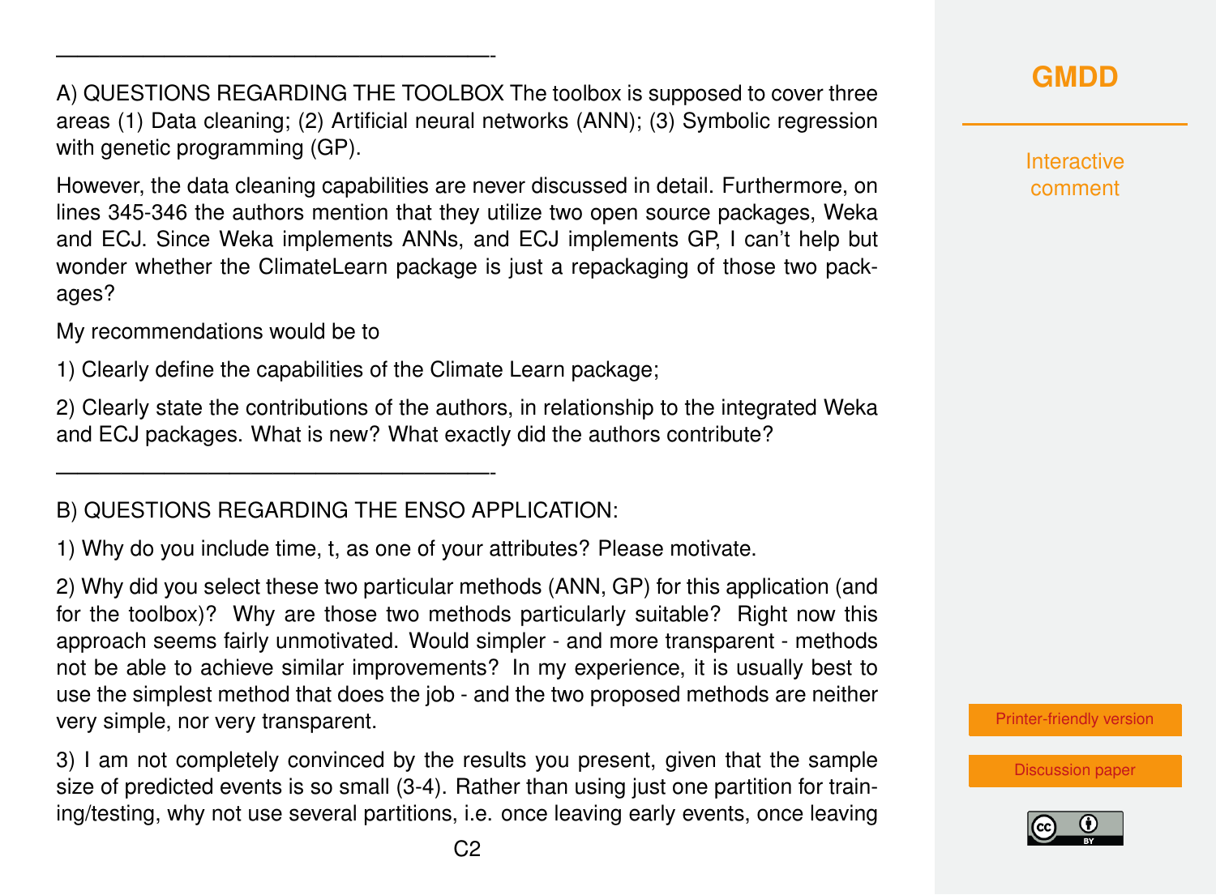---

A) QUESTIONS REGARDING THE TOOLBOX The toolbox is supposed to cover three areas (1) Data cleaning; (2) Artificial neural networks (ANN); (3) Symbolic regression with genetic programming (GP).

However, the data cleaning capabilities are never discussed in detail. Furthermore, on lines 345-346 the authors mention that they utilize two open source packages, Weka and ECJ. Since Weka implements ANNs, and ECJ implements GP, I can't help but wonder whether the ClimateLearn package is just a repackaging of those two packages?

My recommendations would be to

1) Clearly define the capabilities of the Climate Learn package;

2) Clearly state the contributions of the authors, in relationship to the integrated Weka and ECJ packages. What is new? What exactly did the authors contribute?

---

B) QUESTIONS REGARDING THE ENSO APPLICATION:

1) Why do you include time, t, as one of your attributes? Please motivate.

2) Why did you select these two particular methods (ANN, GP) for this application (and for the toolbox)? Why are those two methods particularly suitable? Right now this approach seems fairly unmotivated. Would simpler - and more transparent - methods not be able to achieve similar improvements? In my experience, it is usually best to use the simplest method that does the job - and the two proposed methods are neither very simple, nor very transparent.

3) I am not completely convinced by the results you present, given that the sample size of predicted events is so small (3-4). Rather than using just one partition for training/testing, why not use several partitions, i.e. once leaving early events, once leaving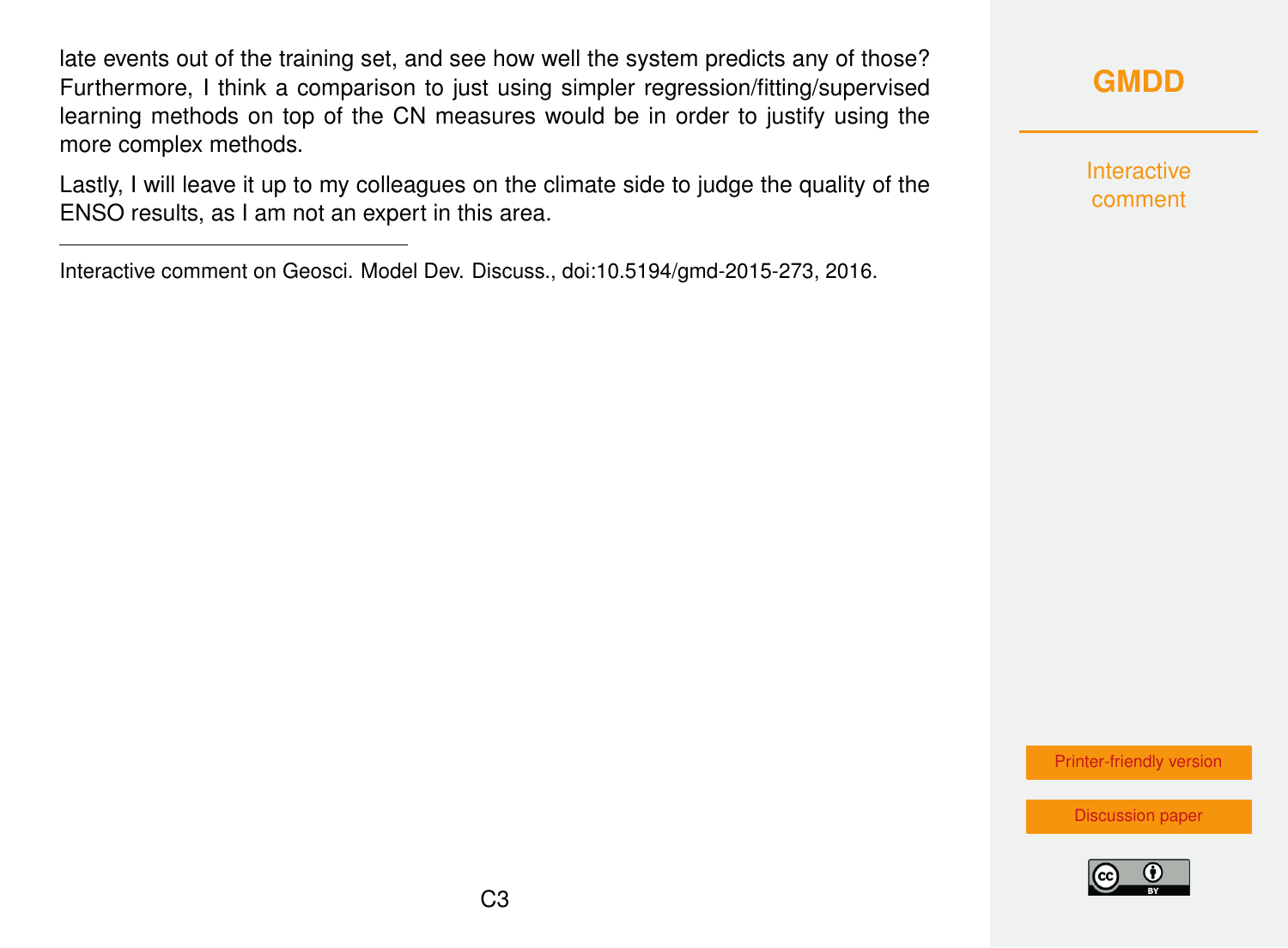late events out of the training set, and see how well the system predicts any of those? Furthermore, I think a comparison to just using simpler regression/fitting/supervised learning methods on top of the CN measures would be in order to justify using the more complex methods.

Lastly, I will leave it up to my colleagues on the climate side to judge the quality of the ENSO results, as I am not an expert in this area.

---

Interactive comment on Geosci. Model Dev. Discuss., doi:10.5194/gmd-2015-273, 2016.